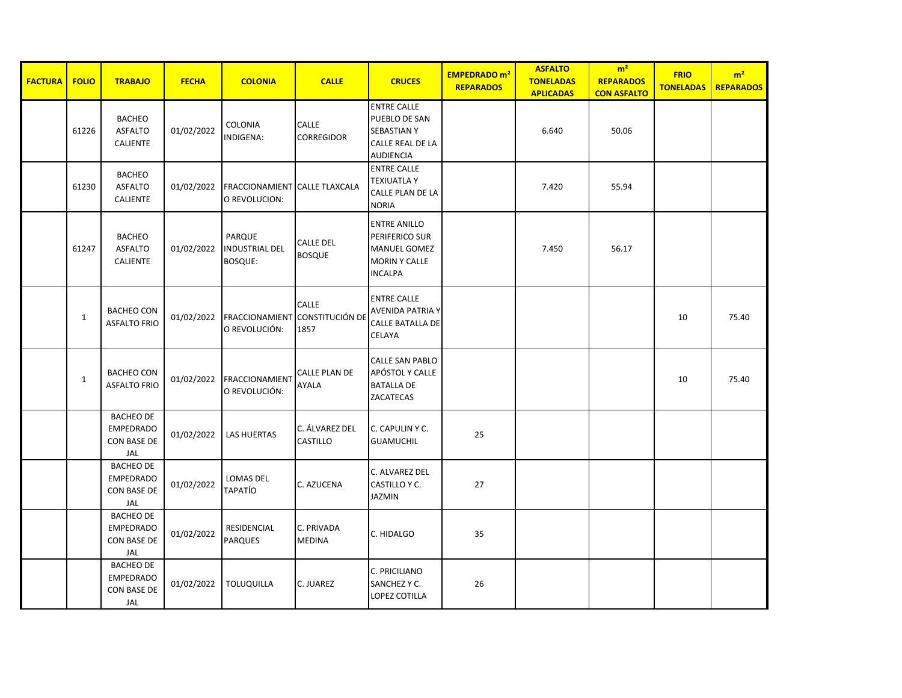| FACTURA | FOLIO | TRABAJO | FECHA | COLONIA | CALLE | CRUCES | EMPEDRADO m² REPARADOS | ASFALTO TONELADAS APLICADAS | m² REPARADOS CON ASFALTO | FRIO TONELADAS | m² REPARADOS |
|---|---|---|---|---|---|---|---|---|---|---|---|
| | 61226 | BACHEO ASFALTO CALIENTE | 01/02/2022 | COLONIA INDIGENA: | CALLE CORREGIDOR | ENTRE CALLE PUEBLO DE SAN SEBASTIAN Y CALLE REAL DE LA AUDIENCIA | | 6.640 | 50.06 | | |
| | 61230 | BACHEO ASFALTO CALIENTE | 01/02/2022 | FRACCIONAMIENTO REVOLUCION: | CALLE TLAXCALA | ENTRE CALLE TEXIUATLA Y CALLE PLAN DE LA NORIA | | 7.420 | 55.94 | | |
| | 61247 | BACHEO ASFALTO CALIENTE | 01/02/2022 | PARQUE INDUSTRIAL DEL BOSQUE: | CALLE DEL BOSQUE | ENTRE ANILLO PERIFERICO SUR MANUEL GOMEZ MORIN Y CALLE INCALPA | | 7.450 | 56.17 | | |
| | 1 | BACHEO CON ASFALTO FRIO | 01/02/2022 | FRACCIONAMIENTO REVOLUCIÓN: | CALLE CONSTITUCIÓN DE 1857 | ENTRE CALLE AVENIDA PATRIA Y CALLE BATALLA DE CELAYA | | | | 10 | 75.40 |
| | 1 | BACHEO CON ASFALTO FRIO | 01/02/2022 | FRACCIONAMIENTO REVOLUCIÓN: | CALLE PLAN DE AYALA | CALLE SAN PABLO APÓSTOL Y CALLE BATALLA DE ZACATECAS | | | | 10 | 75.40 |
| | | BACHEO DE EMPEDRADO CON BASE DE JAL | 01/02/2022 | LAS HUERTAS | C. ÁLVAREZ DEL CASTILLO | C. CAPULIN Y C. GUAMUCHIL | 25 | | | | |
| | | BACHEO DE EMPEDRADO CON BASE DE JAL | 01/02/2022 | LOMAS DEL TAPATÍO | C. AZUCENA | C. ALVAREZ DEL CASTILLO Y C. JAZMIN | 27 | | | | |
| | | BACHEO DE EMPEDRADO CON BASE DE JAL | 01/02/2022 | RESIDENCIAL PARQUES | C. PRIVADA MEDINA | C. HIDALGO | 35 | | | | |
| | | BACHEO DE EMPEDRADO CON BASE DE JAL | 01/02/2022 | TOLUQUILLA | C. JUAREZ | C. PRICILIANO SANCHEZ Y C. LOPEZ COTILLA | 26 | | | | |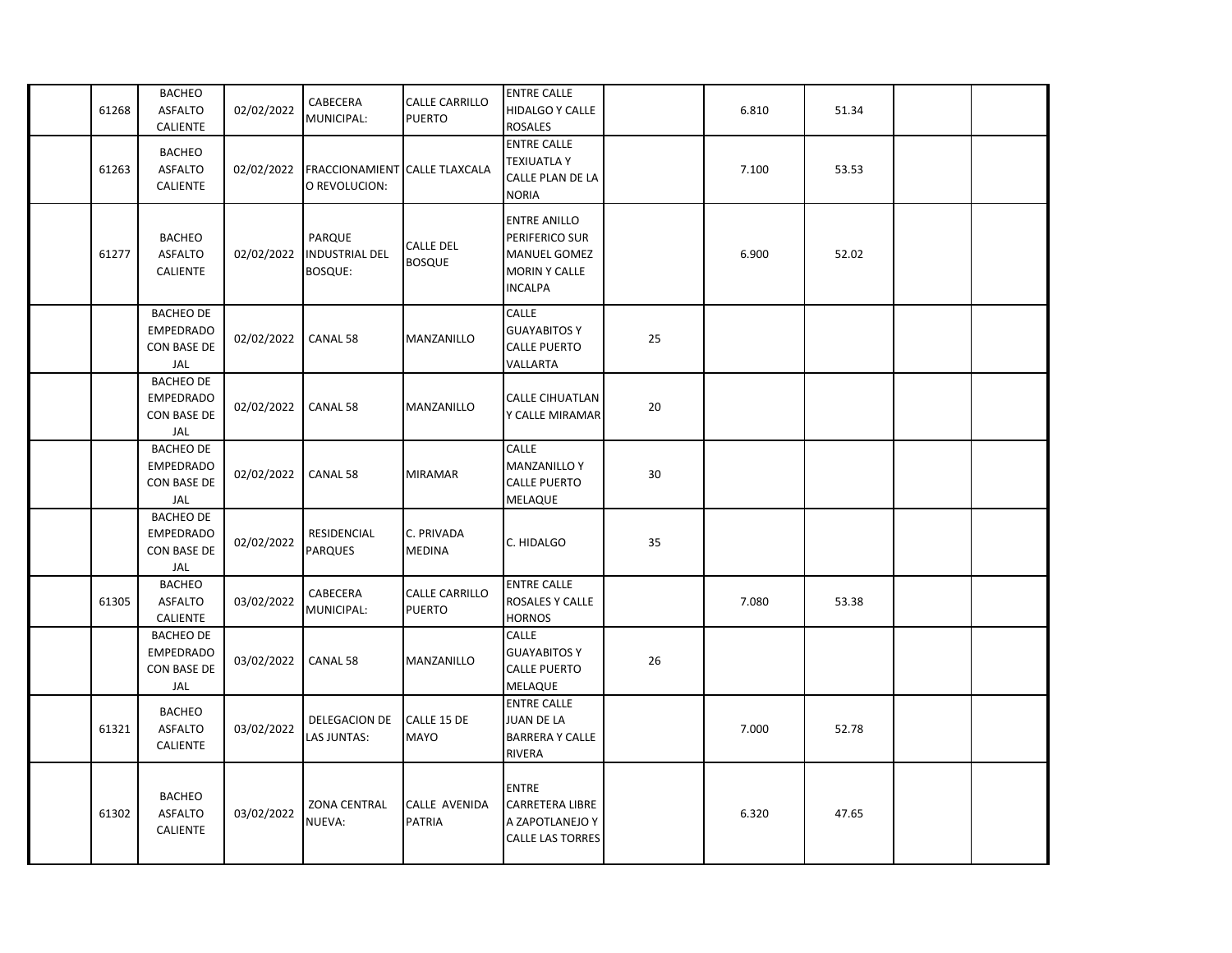| | | | | | | | | | | | |
|---|---|---|---|---|---|---|---|---|---|---|---|
| | 61268 | BACHEO ASFALTO CALIENTE | 02/02/2022 | CABECERA MUNICIPAL: | CALLE CARRILLO PUERTO | ENTRE CALLE HIDALGO Y CALLE ROSALES | | 6.810 | 51.34 | | |
| | 61263 | BACHEO ASFALTO CALIENTE | 02/02/2022 | FRACCIONAMIENTO REVOLUCION: | CALLE TLAXCALA | ENTRE CALLE TEXIUATLA Y CALLE PLAN DE LA NORIA | | 7.100 | 53.53 | | |
| | 61277 | BACHEO ASFALTO CALIENTE | 02/02/2022 | PARQUE INDUSTRIAL DEL BOSQUE: | CALLE DEL BOSQUE | ENTRE ANILLO PERIFERICO SUR MANUEL GOMEZ MORIN Y CALLE INCALPA | | 6.900 | 52.02 | | |
| | | BACHEO DE EMPEDRADO CON BASE DE JAL | 02/02/2022 | CANAL 58 | MANZANILLO | CALLE GUAYABITOS Y CALLE PUERTO VALLARTA | 25 | | | | |
| | | BACHEO DE EMPEDRADO CON BASE DE JAL | 02/02/2022 | CANAL 58 | MANZANILLO | CALLE CIHUATLAN Y CALLE MIRAMAR | 20 | | | | |
| | | BACHEO DE EMPEDRADO CON BASE DE JAL | 02/02/2022 | CANAL 58 | MIRAMAR | CALLE MANZANILLO Y CALLE PUERTO MELAQUE | 30 | | | | |
| | | BACHEO DE EMPEDRADO CON BASE DE JAL | 02/02/2022 | RESIDENCIAL PARQUES | C. PRIVADA MEDINA | C. HIDALGO | 35 | | | | |
| | 61305 | BACHEO ASFALTO CALIENTE | 03/02/2022 | CABECERA MUNICIPAL: | CALLE CARRILLO PUERTO | ENTRE CALLE ROSALES Y CALLE HORNOS | | 7.080 | 53.38 | | |
| | | BACHEO DE EMPEDRADO CON BASE DE JAL | 03/02/2022 | CANAL 58 | MANZANILLO | CALLE GUAYABITOS Y CALLE PUERTO MELAQUE | 26 | | | | |
| | 61321 | BACHEO ASFALTO CALIENTE | 03/02/2022 | DELEGACION DE LAS JUNTAS: | CALLE 15 DE MAYO | ENTRE CALLE JUAN DE LA BARRERA Y CALLE RIVERA | | 7.000 | 52.78 | | |
| | 61302 | BACHEO ASFALTO CALIENTE | 03/02/2022 | ZONA CENTRAL NUEVA: | CALLE AVENIDA PATRIA | ENTRE CARRETERA LIBRE A ZAPOTLANEJO Y CALLE LAS TORRES | | 6.320 | 47.65 | | |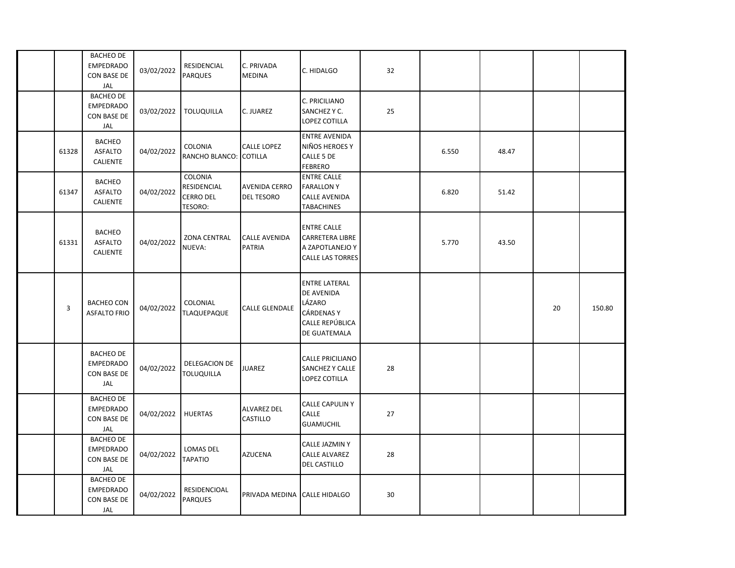| | | | | | | | | | | | |
|---|---|---|---|---|---|---|---|---|---|---|---|
| | | BACHEO DE EMPEDRADO CON BASE DE JAL | 03/02/2022 | RESIDENCIAL PARQUES | C. PRIVADA MEDINA | C. HIDALGO | 32 | | | | |
| | | BACHEO DE EMPEDRADO CON BASE DE JAL | 03/02/2022 | TOLUQUILLA | C. JUAREZ | C. PRICILIANO SANCHEZ Y C. LOPEZ COTILLA | 25 | | | | |
| | 61328 | BACHEO ASFALTO CALIENTE | 04/02/2022 | COLONIA RANCHO BLANCO: | CALLE LOPEZ COTILLA | ENTRE AVENIDA NIÑOS HEROES Y CALLE 5 DE FEBRERO | | 6.550 | 48.47 | | |
| | 61347 | BACHEO ASFALTO CALIENTE | 04/02/2022 | COLONIA RESIDENCIAL CERRO DEL TESORO: | AVENIDA CERRO DEL TESORO | ENTRE CALLE FARALLON Y CALLE AVENIDA TABACHINES | | 6.820 | 51.42 | | |
| | 61331 | BACHEO ASFALTO CALIENTE | 04/02/2022 | ZONA CENTRAL NUEVA: | CALLE AVENIDA PATRIA | ENTRE CALLE CARRETERA LIBRE A ZAPOTLANEJO Y CALLE LAS TORRES | | 5.770 | 43.50 | | |
| | 3 | BACHEO CON ASFALTO FRIO | 04/02/2022 | COLONIAL TLAQUEPAQUE | CALLE GLENDALE | ENTRE LATERAL DE AVENIDA LÁZARO CÁRDENAS Y CALLE REPÚBLICA DE GUATEMALA | | | | 20 | 150.80 |
| | | BACHEO DE EMPEDRADO CON BASE DE JAL | 04/02/2022 | DELEGACION DE TOLUQUILLA | JUAREZ | CALLE PRICILIANO SANCHEZ Y CALLE LOPEZ COTILLA | 28 | | | | |
| | | BACHEO DE EMPEDRADO CON BASE DE JAL | 04/02/2022 | HUERTAS | ALVAREZ DEL CASTILLO | CALLE CAPULIN Y CALLE GUAMUCHIL | 27 | | | | |
| | | BACHEO DE EMPEDRADO CON BASE DE JAL | 04/02/2022 | LOMAS DEL TAPATIO | AZUCENA | CALLE JAZMIN Y CALLE ALVAREZ DEL CASTILLO | 28 | | | | |
| | | BACHEO DE EMPEDRADO CON BASE DE JAL | 04/02/2022 | RESIDENCIOAL PARQUES | PRIVADA MEDINA | CALLE HIDALGO | 30 | | | | |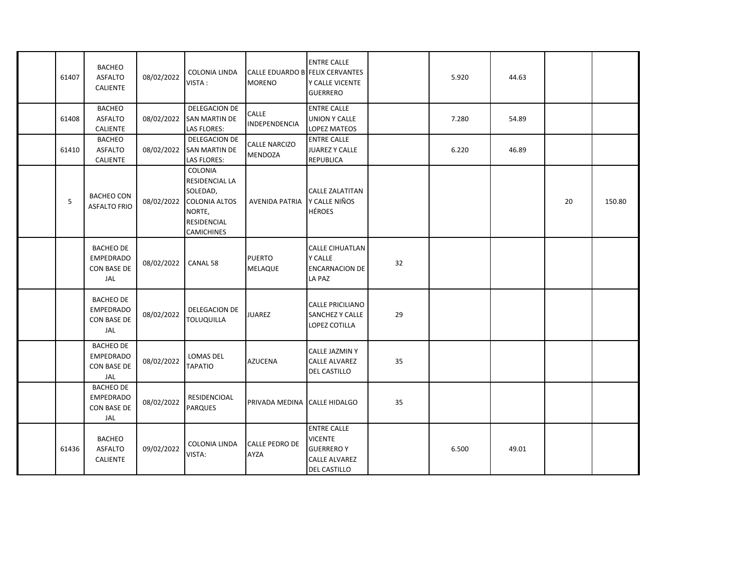| | | | | | | | | | | | |
|---|---|---|---|---|---|---|---|---|---|---|---|
| | 61407 | BACHEO ASFALTO CALIENTE | 08/02/2022 | COLONIA LINDA VISTA : | CALLE EDUARDO B MORENO | ENTRE CALLE FELIX CERVANTES Y CALLE VICENTE GUERRERO | | 5.920 | 44.63 | | |
| | 61408 | BACHEO ASFALTO CALIENTE | 08/02/2022 | DELEGACION DE SAN MARTIN DE LAS FLORES: | CALLE INDEPENDENCIA | ENTRE CALLE UNION Y CALLE LOPEZ MATEOS | | 7.280 | 54.89 | | |
| | 61410 | BACHEO ASFALTO CALIENTE | 08/02/2022 | DELEGACION DE SAN MARTIN DE LAS FLORES: | CALLE NARCIZO MENDOZA | ENTRE CALLE JUAREZ Y CALLE REPUBLICA | | 6.220 | 46.89 | | |
| | 5 | BACHEO CON ASFALTO FRIO | 08/02/2022 | COLONIA RESIDENCIAL LA SOLEDAD, COLONIA ALTOS NORTE, RESIDENCIAL CAMICHINES | AVENIDA PATRIA | CALLE ZALATITAN Y CALLE NIÑOS HÉROES | | | | 20 | 150.80 |
| | | BACHEO DE EMPEDRADO CON BASE DE JAL | 08/02/2022 | CANAL 58 | PUERTO MELAQUE | CALLE CIHUATLAN Y CALLE ENCARNACION DE LA PAZ | 32 | | | | |
| | | BACHEO DE EMPEDRADO CON BASE DE JAL | 08/02/2022 | DELEGACION DE TOLUQUILLA | JUAREZ | CALLE PRICILIANO SANCHEZ Y CALLE LOPEZ COTILLA | 29 | | | | |
| | | BACHEO DE EMPEDRADO CON BASE DE JAL | 08/02/2022 | LOMAS DEL TAPATIO | AZUCENA | CALLE JAZMIN Y CALLE ALVAREZ DEL CASTILLO | 35 | | | | |
| | | BACHEO DE EMPEDRADO CON BASE DE JAL | 08/02/2022 | RESIDENCIOAL PARQUES | PRIVADA MEDINA | CALLE HIDALGO | 35 | | | | |
| | 61436 | BACHEO ASFALTO CALIENTE | 09/02/2022 | COLONIA LINDA VISTA: | CALLE PEDRO DE AYZA | ENTRE CALLE VICENTE GUERRERO Y CALLE ALVAREZ DEL CASTILLO | | 6.500 | 49.01 | | |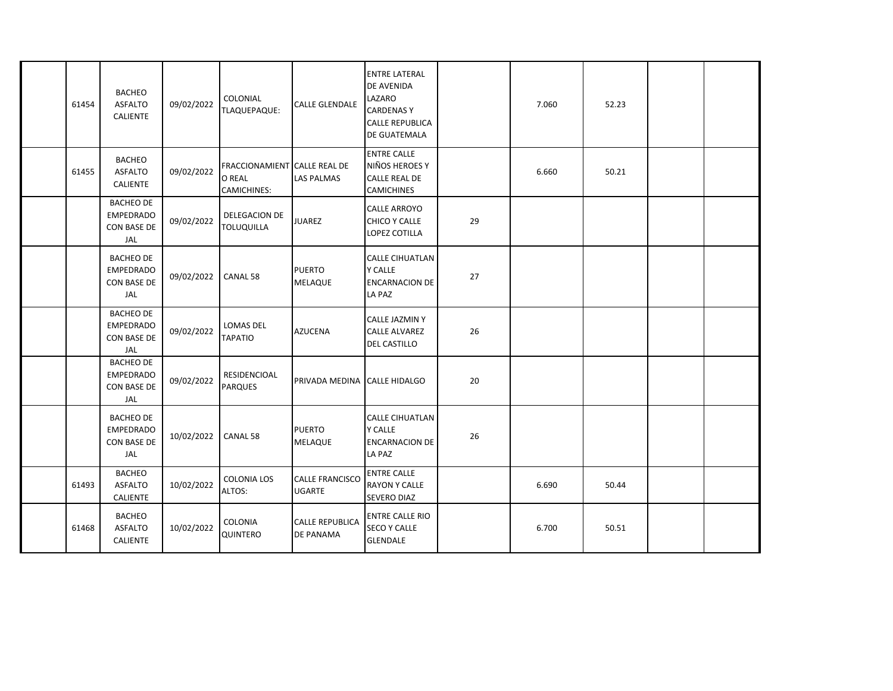|  |  |  |  |  |  |  |  |  |  |  |  |
|---|---|---|---|---|---|---|---|---|---|---|---|
|  | 61454 | BACHEO ASFALTO CALIENTE | 09/02/2022 | COLONIAL TLAQUEPAQUE: | CALLE GLENDALE | ENTRE LATERAL DE AVENIDA LAZARO CARDENAS Y CALLE REPUBLICA DE GUATEMALA |  | 7.060 | 52.23 |  |  |
|  | 61455 | BACHEO ASFALTO CALIENTE | 09/02/2022 | FRACCIONAMIENTO REAL CAMICHINES: | CALLE REAL DE LAS PALMAS | ENTRE CALLE NIÑOS HEROES Y CALLE REAL DE CAMICHINES |  | 6.660 | 50.21 |  |  |
|  |  | BACHEO DE EMPEDRADO CON BASE DE JAL | 09/02/2022 | DELEGACION DE TOLUQUILLA | JUAREZ | CALLE ARROYO CHICO Y CALLE LOPEZ COTILLA | 29 |  |  |  |  |
|  |  | BACHEO DE EMPEDRADO CON BASE DE JAL | 09/02/2022 | CANAL 58 | PUERTO MELAQUE | CALLE CIHUATLAN Y CALLE ENCARNACION DE LA PAZ | 27 |  |  |  |  |
|  |  | BACHEO DE EMPEDRADO CON BASE DE JAL | 09/02/2022 | LOMAS DEL TAPATIO | AZUCENA | CALLE JAZMIN Y CALLE ALVAREZ DEL CASTILLO | 26 |  |  |  |  |
|  |  | BACHEO DE EMPEDRADO CON BASE DE JAL | 09/02/2022 | RESIDENCIOAL PARQUES | PRIVADA MEDINA | CALLE HIDALGO | 20 |  |  |  |  |
|  |  | BACHEO DE EMPEDRADO CON BASE DE JAL | 10/02/2022 | CANAL 58 | PUERTO MELAQUE | CALLE CIHUATLAN Y CALLE ENCARNACION DE LA PAZ | 26 |  |  |  |  |
|  | 61493 | BACHEO ASFALTO CALIENTE | 10/02/2022 | COLONIA LOS ALTOS: | CALLE FRANCISCO UGARTE | ENTRE CALLE RAYON Y CALLE SEVERO DIAZ |  | 6.690 | 50.44 |  |  |
|  | 61468 | BACHEO ASFALTO CALIENTE | 10/02/2022 | COLONIA QUINTERO | CALLE REPUBLICA DE PANAMA | ENTRE CALLE RIO SECO Y CALLE GLENDALE |  | 6.700 | 50.51 |  |  |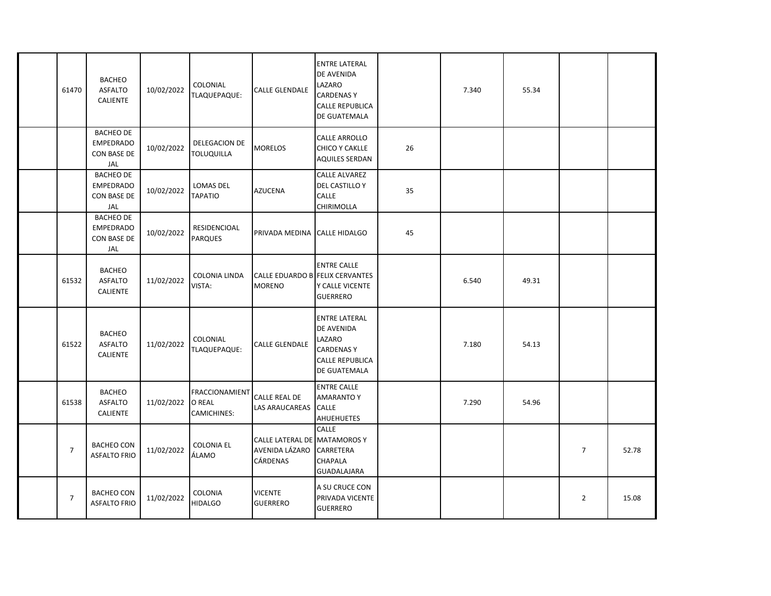| | | | | | | | | | | | |
|---|---|---|---|---|---|---|---|---|---|---|---|
| | 61470 | BACHEO ASFALTO CALIENTE | 10/02/2022 | COLONIAL TLAQUEPAQUE: | CALLE GLENDALE | ENTRE LATERAL DE AVENIDA LAZARO CARDENAS Y CALLE REPUBLICA DE GUATEMALA | | 7.340 | 55.34 | | |
| | | BACHEO DE EMPEDRADO CON BASE DE JAL | 10/02/2022 | DELEGACION DE TOLUQUILLA | MORELOS | CALLE ARROLLO CHICO Y CAKLLE AQUILES SERDAN | 26 | | | | |
| | | BACHEO DE EMPEDRADO CON BASE DE JAL | 10/02/2022 | LOMAS DEL TAPATIO | AZUCENA | CALLE ALVAREZ DEL CASTILLO Y CALLE CHIRIMOLLA | 35 | | | | |
| | | BACHEO DE EMPEDRADO CON BASE DE JAL | 10/02/2022 | RESIDENCIOAL PARQUES | PRIVADA MEDINA | CALLE HIDALGO | 45 | | | | |
| | 61532 | BACHEO ASFALTO CALIENTE | 11/02/2022 | COLONIA LINDA VISTA: | CALLE EDUARDO B MORENO | ENTRE CALLE FELIX CERVANTES Y CALLE VICENTE GUERRERO | | 6.540 | 49.31 | | |
| | 61522 | BACHEO ASFALTO CALIENTE | 11/02/2022 | COLONIAL TLAQUEPAQUE: | CALLE GLENDALE | ENTRE LATERAL DE AVENIDA LAZARO CARDENAS Y CALLE REPUBLICA DE GUATEMALA | | 7.180 | 54.13 | | |
| | 61538 | BACHEO ASFALTO CALIENTE | 11/02/2022 | FRACCIONAMIENTO REAL CAMICHINES: | CALLE REAL DE LAS ARAUCAREAS | ENTRE CALLE AMARANTO Y CALLE AHUEHUETES | | 7.290 | 54.96 | | |
| | 7 | BACHEO CON ASFALTO FRIO | 11/02/2022 | COLONIA EL ÁLAMO | CALLE LATERAL DE AVENIDA LÁZARO CÁRDENAS | CALLE MATAMOROS Y CARRETERA CHAPALA GUADALAJARA | | | | 7 | 52.78 |
| | 7 | BACHEO CON ASFALTO FRIO | 11/02/2022 | COLONIA HIDALGO | VICENTE GUERRERO | A SU CRUCE CON PRIVADA VICENTE GUERRERO | | | | 2 | 15.08 |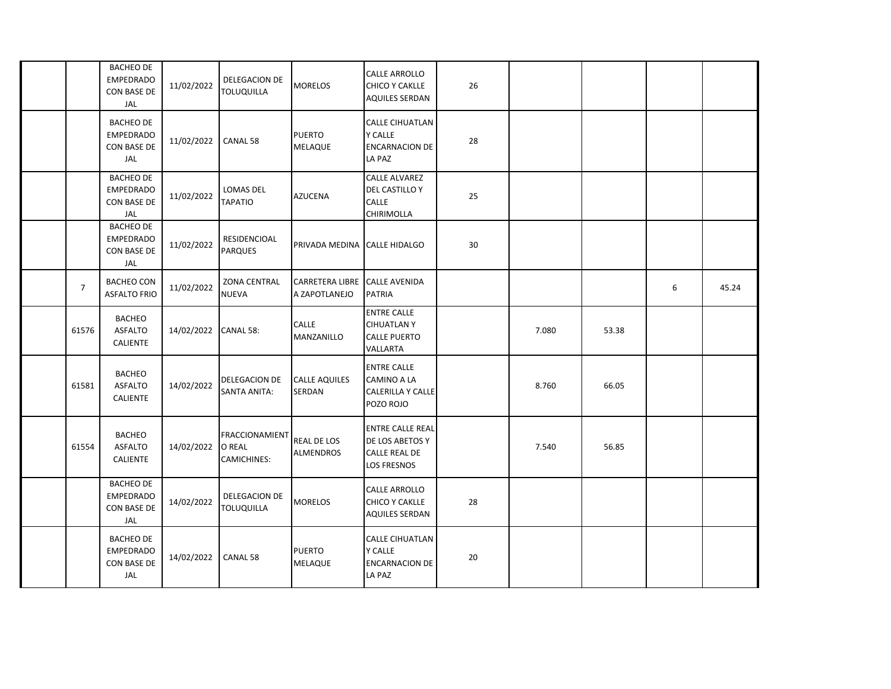|  |  |  |  |  |  |  |  |  |  |  |  |
|---|---|---|---|---|---|---|---|---|---|---|---|
|  |  | BACHEO DE EMPEDRADO CON BASE DE JAL | 11/02/2022 | DELEGACION DE TOLUQUILLA | MORELOS | CALLE ARROLLO CHICO Y CAKLLE AQUILES SERDAN | 26 |  |  |  |  |
|  |  | BACHEO DE EMPEDRADO CON BASE DE JAL | 11/02/2022 | CANAL 58 | PUERTO MELAQUE | CALLE CIHUATLAN Y CALLE ENCARNACION DE LA PAZ | 28 |  |  |  |  |
|  |  | BACHEO DE EMPEDRADO CON BASE DE JAL | 11/02/2022 | LOMAS DEL TAPATIO | AZUCENA | CALLE ALVAREZ DEL CASTILLO Y CALLE CHIRIMOLLA | 25 |  |  |  |  |
|  |  | BACHEO DE EMPEDRADO CON BASE DE JAL | 11/02/2022 | RESIDENCIOAL PARQUES | PRIVADA MEDINA | CALLE HIDALGO | 30 |  |  |  |  |
|  | 7 | BACHEO CON ASFALTO FRIO | 11/02/2022 | ZONA CENTRAL NUEVA | CARRETERA LIBRE A ZAPOTLANEJO | CALLE AVENIDA PATRIA |  |  |  | 6 | 45.24 |
|  | 61576 | BACHEO ASFALTO CALIENTE | 14/02/2022 | CANAL 58: | CALLE MANZANILLO | ENTRE CALLE CIHUATLAN Y CALLE PUERTO VALLARTA |  | 7.080 | 53.38 |  |  |
|  | 61581 | BACHEO ASFALTO CALIENTE | 14/02/2022 | DELEGACION DE SANTA ANITA: | CALLE AQUILES SERDAN | ENTRE CALLE CAMINO A LA CALERILLA Y CALLE POZO ROJO |  | 8.760 | 66.05 |  |  |
|  | 61554 | BACHEO ASFALTO CALIENTE | 14/02/2022 | FRACCIONAMIENTO REAL CAMICHINES: | REAL DE LOS ALMENDROS | ENTRE CALLE REAL DE LOS ABETOS Y CALLE REAL DE LOS FRESNOS |  | 7.540 | 56.85 |  |  |
|  |  | BACHEO DE EMPEDRADO CON BASE DE JAL | 14/02/2022 | DELEGACION DE TOLUQUILLA | MORELOS | CALLE ARROLLO CHICO Y CAKLLE AQUILES SERDAN | 28 |  |  |  |  |
|  |  | BACHEO DE EMPEDRADO CON BASE DE JAL | 14/02/2022 | CANAL 58 | PUERTO MELAQUE | CALLE CIHUATLAN Y CALLE ENCARNACION DE LA PAZ | 20 |  |  |  |  |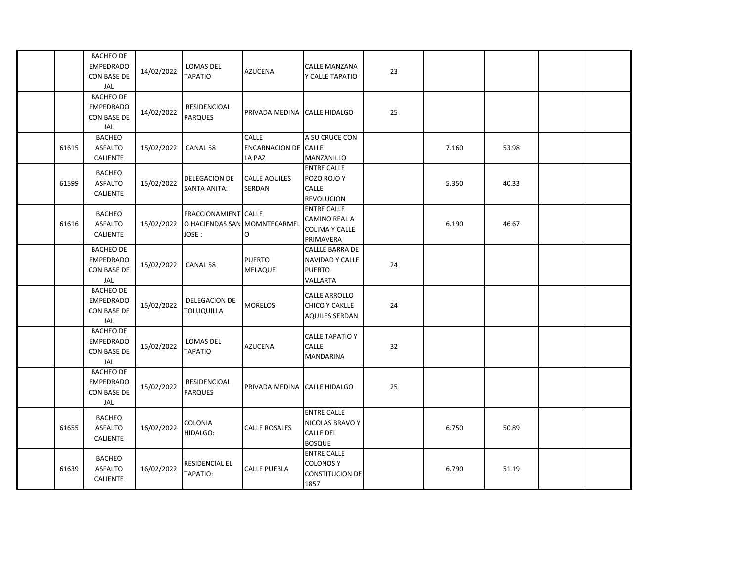|  |  |  |  |  |  |  |  |  |  |  |  |
|---|---|---|---|---|---|---|---|---|---|---|---|
|  |  | BACHEO DE EMPEDRADO CON BASE DE JAL | 14/02/2022 | LOMAS DEL TAPATIO | AZUCENA | CALLE MANZANA Y CALLE TAPATIO | 23 |  |  |  |  |
|  |  | BACHEO DE EMPEDRADO CON BASE DE JAL | 14/02/2022 | RESIDENCIOAL PARQUES | PRIVADA MEDINA | CALLE HIDALGO | 25 |  |  |  |  |
|  | 61615 | BACHEO ASFALTO CALIENTE | 15/02/2022 | CANAL 58 | CALLE ENCARNACION DE LA PAZ | A SU CRUCE CON CALLE MANZANILLO |  | 7.160 | 53.98 |  |  |
|  | 61599 | BACHEO ASFALTO CALIENTE | 15/02/2022 | DELEGACION DE SANTA ANITA: | CALLE AQUILES SERDAN | ENTRE CALLE POZO ROJO Y CALLE REVOLUCION |  | 5.350 | 40.33 |  |  |
|  | 61616 | BACHEO ASFALTO CALIENTE | 15/02/2022 | FRACCIONAMIENTO HACIENDAS SAN JOSE : | CALLE MOMNTECARMELO | ENTRE CALLE CAMINO REAL A COLIMA Y CALLE PRIMAVERA |  | 6.190 | 46.67 |  |  |
|  |  | BACHEO DE EMPEDRADO CON BASE DE JAL | 15/02/2022 | CANAL 58 | PUERTO MELAQUE | CALLLE BARRA DE NAVIDAD Y CALLE PUERTO VALLARTA | 24 |  |  |  |  |
|  |  | BACHEO DE EMPEDRADO CON BASE DE JAL | 15/02/2022 | DELEGACION DE TOLUQUILLA | MORELOS | CALLE ARROLLO CHICO Y CAKLLE AQUILES SERDAN | 24 |  |  |  |  |
|  |  | BACHEO DE EMPEDRADO CON BASE DE JAL | 15/02/2022 | LOMAS DEL TAPATIO | AZUCENA | CALLE TAPATIO Y CALLE MANDARINA | 32 |  |  |  |  |
|  |  | BACHEO DE EMPEDRADO CON BASE DE JAL | 15/02/2022 | RESIDENCIOAL PARQUES | PRIVADA MEDINA | CALLE HIDALGO | 25 |  |  |  |  |
|  | 61655 | BACHEO ASFALTO CALIENTE | 16/02/2022 | COLONIA HIDALGO: | CALLE ROSALES | ENTRE CALLE NICOLAS BRAVO Y CALLE DEL BOSQUE |  | 6.750 | 50.89 |  |  |
|  | 61639 | BACHEO ASFALTO CALIENTE | 16/02/2022 | RESIDENCIAL EL TAPATIO: | CALLE PUEBLA | ENTRE CALLE COLONOS Y CONSTITUCION DE 1857 |  | 6.790 | 51.19 |  |  |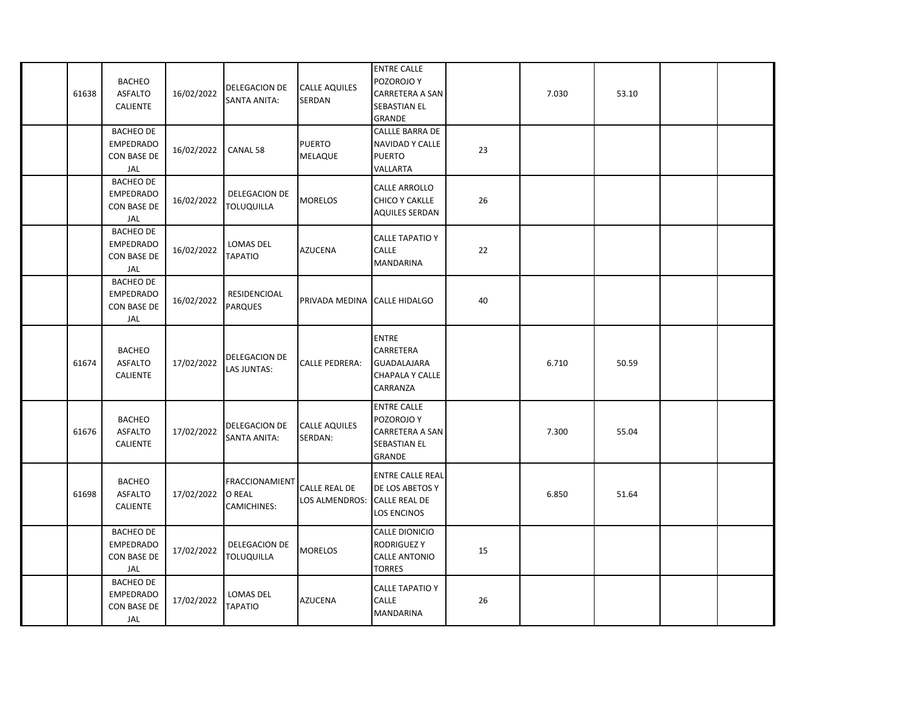|  |  |  |  |  |  |  |  |  |  |  |  |
|---|---|---|---|---|---|---|---|---|---|---|---|
|  | 61638 | BACHEO ASFALTO CALIENTE | 16/02/2022 | DELEGACION DE SANTA ANITA: | CALLE AQUILES SERDAN | ENTRE CALLE POZOROJO Y CARRETERA A SAN SEBASTIAN EL GRANDE |  | 7.030 | 53.10 |  |  |
|  |  | BACHEO DE EMPEDRADO CON BASE DE JAL | 16/02/2022 | CANAL 58 | PUERTO MELAQUE | CALLLE BARRA DE NAVIDAD Y CALLE PUERTO VALLARTA | 23 |  |  |  |  |
|  |  | BACHEO DE EMPEDRADO CON BASE DE JAL | 16/02/2022 | DELEGACION DE TOLUQUILLA | MORELOS | CALLE ARROLLO CHICO Y CAKLLE AQUILES SERDAN | 26 |  |  |  |  |
|  |  | BACHEO DE EMPEDRADO CON BASE DE JAL | 16/02/2022 | LOMAS DEL TAPATIO | AZUCENA | CALLE TAPATIO Y CALLE MANDARINA | 22 |  |  |  |  |
|  |  | BACHEO DE EMPEDRADO CON BASE DE JAL | 16/02/2022 | RESIDENCIOAL PARQUES | PRIVADA MEDINA | CALLE HIDALGO | 40 |  |  |  |  |
|  | 61674 | BACHEO ASFALTO CALIENTE | 17/02/2022 | DELEGACION DE LAS JUNTAS: | CALLE PEDRERA: | ENTRE CARRETERA GUADALAJARA CHAPALA Y CALLE CARRANZA |  | 6.710 | 50.59 |  |  |
|  | 61676 | BACHEO ASFALTO CALIENTE | 17/02/2022 | DELEGACION DE SANTA ANITA: | CALLE AQUILES SERDAN: | ENTRE CALLE POZOROJO Y CARRETERA A SAN SEBASTIAN EL GRANDE |  | 7.300 | 55.04 |  |  |
|  | 61698 | BACHEO ASFALTO CALIENTE | 17/02/2022 | FRACCIONAMIENTO REAL CAMICHINES: | CALLE REAL DE LOS ALMENDROS: | ENTRE CALLE REAL DE LOS ABETOS Y CALLE REAL DE LOS ENCINOS |  | 6.850 | 51.64 |  |  |
|  |  | BACHEO DE EMPEDRADO CON BASE DE JAL | 17/02/2022 | DELEGACION DE TOLUQUILLA | MORELOS | CALLE DIONICIO RODRIGUEZ Y CALLE ANTONIO TORRES | 15 |  |  |  |  |
|  |  | BACHEO DE EMPEDRADO CON BASE DE JAL | 17/02/2022 | LOMAS DEL TAPATIO | AZUCENA | CALLE TAPATIO Y CALLE MANDARINA | 26 |  |  |  |  |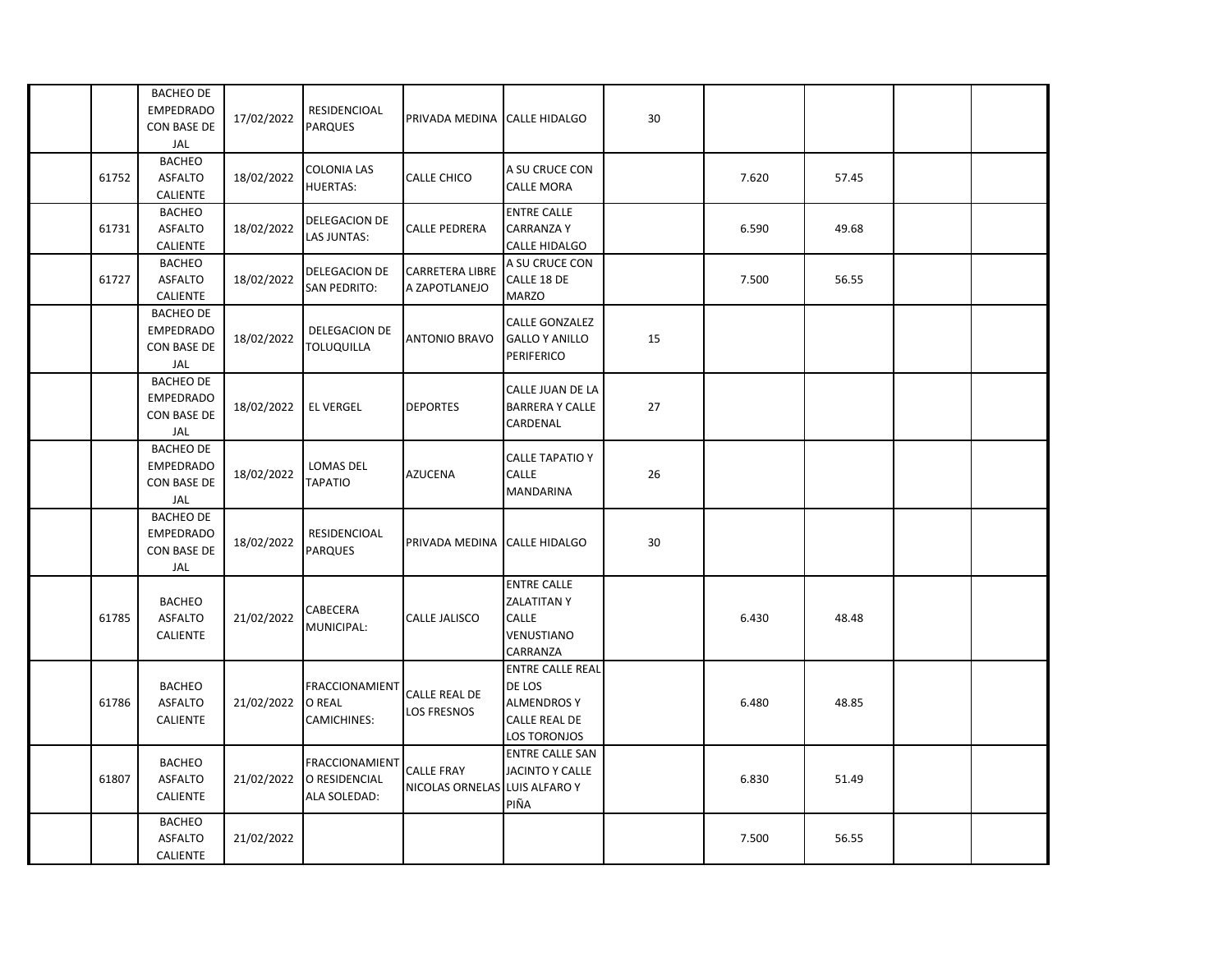| | | | | | | | | | | | |
|---|---|---|---|---|---|---|---|---|---|---|---|
| | | BACHEO DE EMPEDRADO CON BASE DE JAL | 17/02/2022 | RESIDENCIOAL PARQUES | PRIVADA MEDINA | CALLE HIDALGO | 30 | | | | |
| | 61752 | BACHEO ASFALTO CALIENTE | 18/02/2022 | COLONIA LAS HUERTAS: | CALLE CHICO | A SU CRUCE CON CALLE MORA | | 7.620 | 57.45 | | |
| | 61731 | BACHEO ASFALTO CALIENTE | 18/02/2022 | DELEGACION DE LAS JUNTAS: | CALLE PEDRERA | ENTRE CALLE CARRANZA Y CALLE HIDALGO | | 6.590 | 49.68 | | |
| | 61727 | BACHEO ASFALTO CALIENTE | 18/02/2022 | DELEGACION DE SAN PEDRITO: | CARRETERA LIBRE A ZAPOTLANEJO | A SU CRUCE CON CALLE 18 DE MARZO | | 7.500 | 56.55 | | |
| | | BACHEO DE EMPEDRADO CON BASE DE JAL | 18/02/2022 | DELEGACION DE TOLUQUILLA | ANTONIO BRAVO | CALLE GONZALEZ GALLO Y ANILLO PERIFERICO | 15 | | | | |
| | | BACHEO DE EMPEDRADO CON BASE DE JAL | 18/02/2022 | EL VERGEL | DEPORTES | CALLE JUAN DE LA BARRERA Y CALLE CARDENAL | 27 | | | | |
| | | BACHEO DE EMPEDRADO CON BASE DE JAL | 18/02/2022 | LOMAS DEL TAPATIO | AZUCENA | CALLE TAPATIO Y CALLE MANDARINA | 26 | | | | |
| | | BACHEO DE EMPEDRADO CON BASE DE JAL | 18/02/2022 | RESIDENCIOAL PARQUES | PRIVADA MEDINA | CALLE HIDALGO | 30 | | | | |
| | 61785 | BACHEO ASFALTO CALIENTE | 21/02/2022 | CABECERA MUNICIPAL: | CALLE JALISCO | ENTRE CALLE ZALATITAN Y CALLE VENUSTIANO CARRANZA | | 6.430 | 48.48 | | |
| | 61786 | BACHEO ASFALTO CALIENTE | 21/02/2022 | FRACCIONAMIENTO REAL CAMICHINES: | CALLE REAL DE LOS FRESNOS | ENTRE CALLE REAL DE LOS ALMENDROS Y CALLE REAL DE LOS TORONJOS | | 6.480 | 48.85 | | |
| | 61807 | BACHEO ASFALTO CALIENTE | 21/02/2022 | FRACCIONAMIENTO RESIDENCIAL ALA SOLEDAD: | CALLE FRAY NICOLAS ORNELAS | ENTRE CALLE SAN JACINTO Y CALLE LUIS ALFARO Y PIÑA | | 6.830 | 51.49 | | |
| | | BACHEO ASFALTO CALIENTE | 21/02/2022 | | | | | 7.500 | 56.55 | | |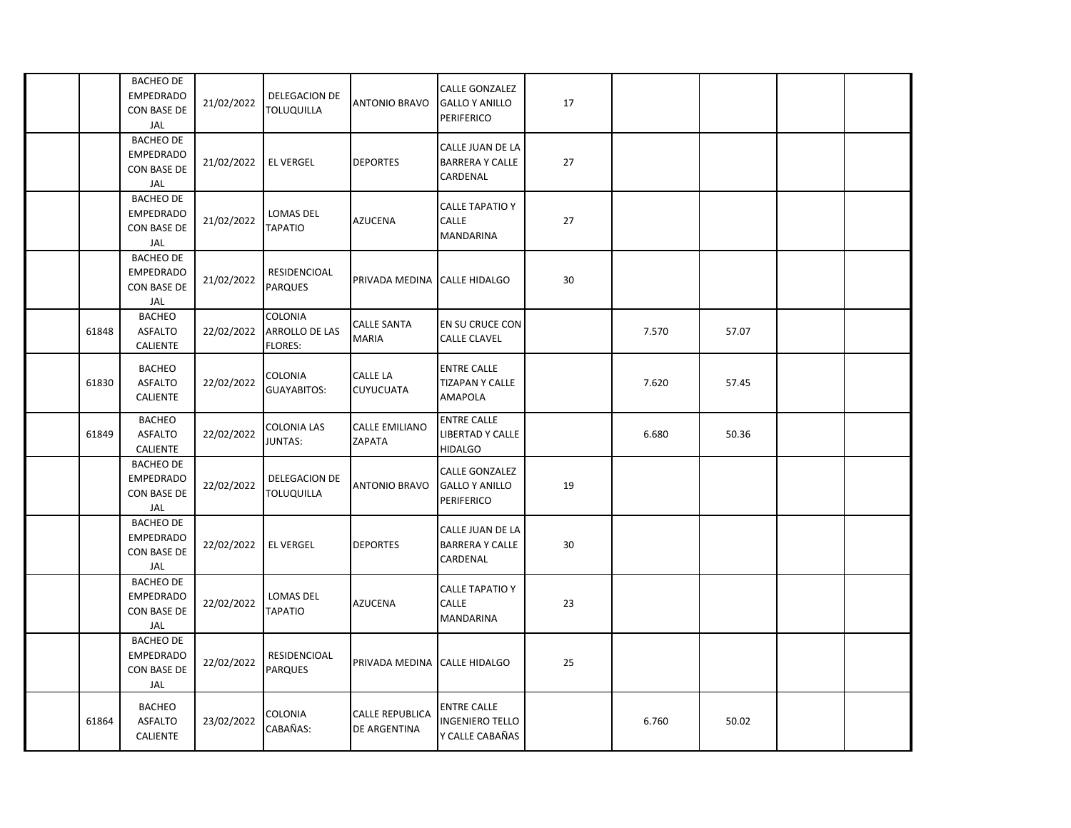| | | | | | | | | | | | |
|---|---|---|---|---|---|---|---|---|---|---|---|
| | | BACHEO DE EMPEDRADO CON BASE DE JAL | 21/02/2022 | DELEGACION DE TOLUQUILLA | ANTONIO BRAVO | CALLE GONZALEZ GALLO Y ANILLO PERIFERICO | 17 | | | | |
| | | BACHEO DE EMPEDRADO CON BASE DE JAL | 21/02/2022 | EL VERGEL | DEPORTES | CALLE JUAN DE LA BARRERA Y CALLE CARDENAL | 27 | | | | |
| | | BACHEO DE EMPEDRADO CON BASE DE JAL | 21/02/2022 | LOMAS DEL TAPATIO | AZUCENA | CALLE TAPATIO Y CALLE MANDARINA | 27 | | | | |
| | | BACHEO DE EMPEDRADO CON BASE DE JAL | 21/02/2022 | RESIDENCIOAL PARQUES | PRIVADA MEDINA | CALLE HIDALGO | 30 | | | | |
| | 61848 | BACHEO ASFALTO CALIENTE | 22/02/2022 | COLONIA ARROLLO DE LAS FLORES: | CALLE SANTA MARIA | EN SU CRUCE CON CALLE CLAVEL | | 7.570 | 57.07 | | |
| | 61830 | BACHEO ASFALTO CALIENTE | 22/02/2022 | COLONIA GUAYABITOS: | CALLE LA CUYUCUATA | ENTRE CALLE TIZAPAN Y CALLE AMAPOLA | | 7.620 | 57.45 | | |
| | 61849 | BACHEO ASFALTO CALIENTE | 22/02/2022 | COLONIA LAS JUNTAS: | CALLE EMILIANO ZAPATA | ENTRE CALLE LIBERTAD Y CALLE HIDALGO | | 6.680 | 50.36 | | |
| | | BACHEO DE EMPEDRADO CON BASE DE JAL | 22/02/2022 | DELEGACION DE TOLUQUILLA | ANTONIO BRAVO | CALLE GONZALEZ GALLO Y ANILLO PERIFERICO | 19 | | | | |
| | | BACHEO DE EMPEDRADO CON BASE DE JAL | 22/02/2022 | EL VERGEL | DEPORTES | CALLE JUAN DE LA BARRERA Y CALLE CARDENAL | 30 | | | | |
| | | BACHEO DE EMPEDRADO CON BASE DE JAL | 22/02/2022 | LOMAS DEL TAPATIO | AZUCENA | CALLE TAPATIO Y CALLE MANDARINA | 23 | | | | |
| | | BACHEO DE EMPEDRADO CON BASE DE JAL | 22/02/2022 | RESIDENCIOAL PARQUES | PRIVADA MEDINA | CALLE HIDALGO | 25 | | | | |
| | 61864 | BACHEO ASFALTO CALIENTE | 23/02/2022 | COLONIA CABAÑAS: | CALLE REPUBLICA DE ARGENTINA | ENTRE CALLE INGENIERO TELLO Y CALLE CABAÑAS | | 6.760 | 50.02 | | |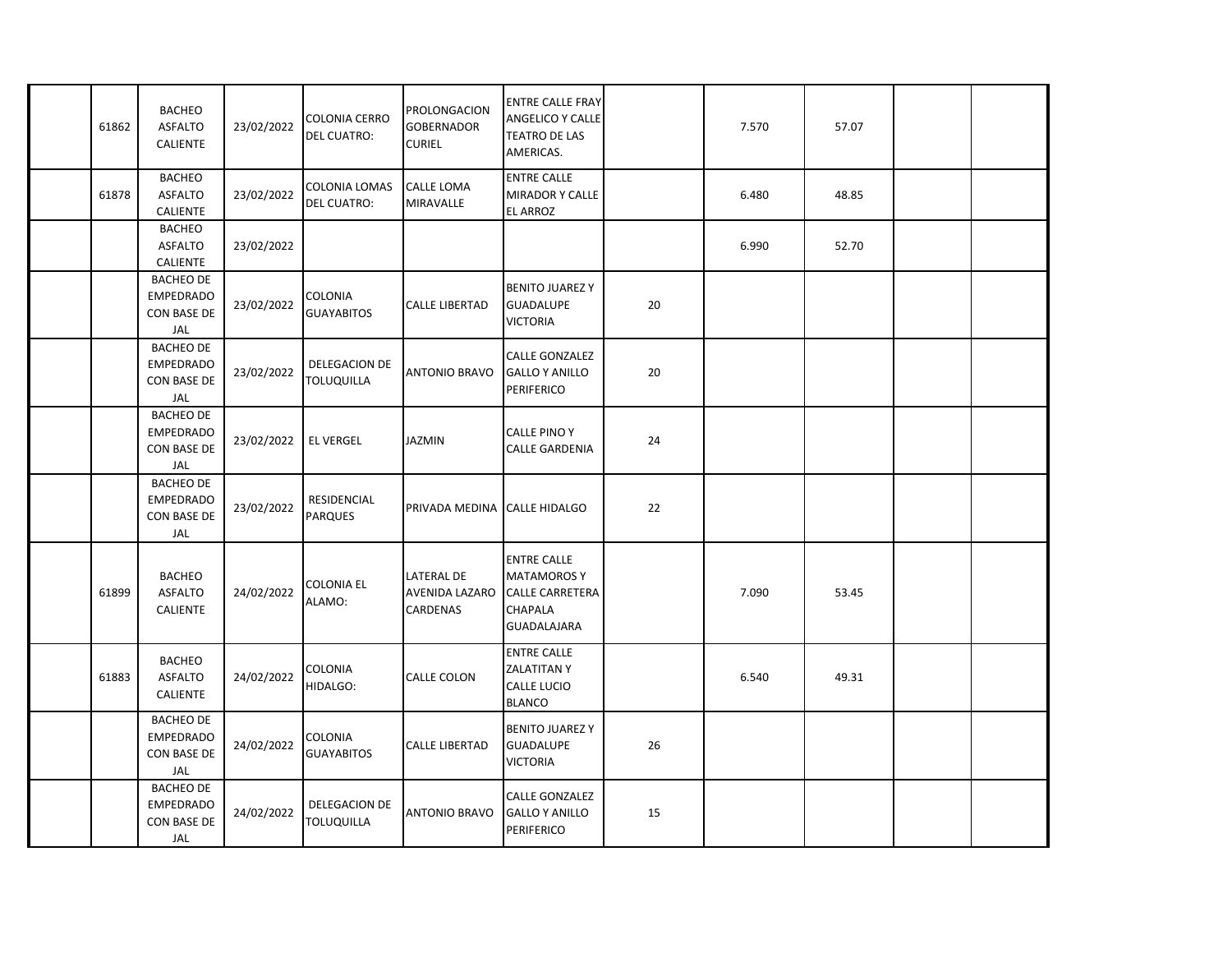| | | | | | | | | | | | |
|---|---|---|---|---|---|---|---|---|---|---|---|
| | 61862 | BACHEO ASFALTO CALIENTE | 23/02/2022 | COLONIA CERRO DEL CUATRO: | PROLONGACION GOBERNADOR CURIEL | ENTRE CALLE FRAY ANGELICO Y CALLE TEATRO DE LAS AMERICAS. | | 7.570 | 57.07 | | |
| | 61878 | BACHEO ASFALTO CALIENTE | 23/02/2022 | COLONIA LOMAS DEL CUATRO: | CALLE LOMA MIRAVALLE | ENTRE CALLE MIRADOR Y CALLE EL ARROZ | | 6.480 | 48.85 | | |
| | | BACHEO ASFALTO CALIENTE | 23/02/2022 | | | | | 6.990 | 52.70 | | |
| | | BACHEO DE EMPEDRADO CON BASE DE JAL | 23/02/2022 | COLONIA GUAYABITOS | CALLE LIBERTAD | BENITO JUAREZ Y GUADALUPE VICTORIA | 20 | | | | |
| | | BACHEO DE EMPEDRADO CON BASE DE JAL | 23/02/2022 | DELEGACION DE TOLUQUILLA | ANTONIO BRAVO | CALLE GONZALEZ GALLO Y ANILLO PERIFERICO | 20 | | | | |
| | | BACHEO DE EMPEDRADO CON BASE DE JAL | 23/02/2022 | EL VERGEL | JAZMIN | CALLE PINO Y CALLE GARDENIA | 24 | | | | |
| | | BACHEO DE EMPEDRADO CON BASE DE JAL | 23/02/2022 | RESIDENCIAL PARQUES | PRIVADA MEDINA | CALLE HIDALGO | 22 | | | | |
| | 61899 | BACHEO ASFALTO CALIENTE | 24/02/2022 | COLONIA EL ALAMO: | LATERAL DE AVENIDA LAZARO CARDENAS | ENTRE CALLE MATAMOROS Y CALLE CARRETERA CHAPALA GUADALAJARA | | 7.090 | 53.45 | | |
| | 61883 | BACHEO ASFALTO CALIENTE | 24/02/2022 | COLONIA HIDALGO: | CALLE COLON | ENTRE CALLE ZALATITAN Y CALLE LUCIO BLANCO | | 6.540 | 49.31 | | |
| | | BACHEO DE EMPEDRADO CON BASE DE JAL | 24/02/2022 | COLONIA GUAYABITOS | CALLE LIBERTAD | BENITO JUAREZ Y GUADALUPE VICTORIA | 26 | | | | |
| | | BACHEO DE EMPEDRADO CON BASE DE JAL | 24/02/2022 | DELEGACION DE TOLUQUILLA | ANTONIO BRAVO | CALLE GONZALEZ GALLO Y ANILLO PERIFERICO | 15 | | | | |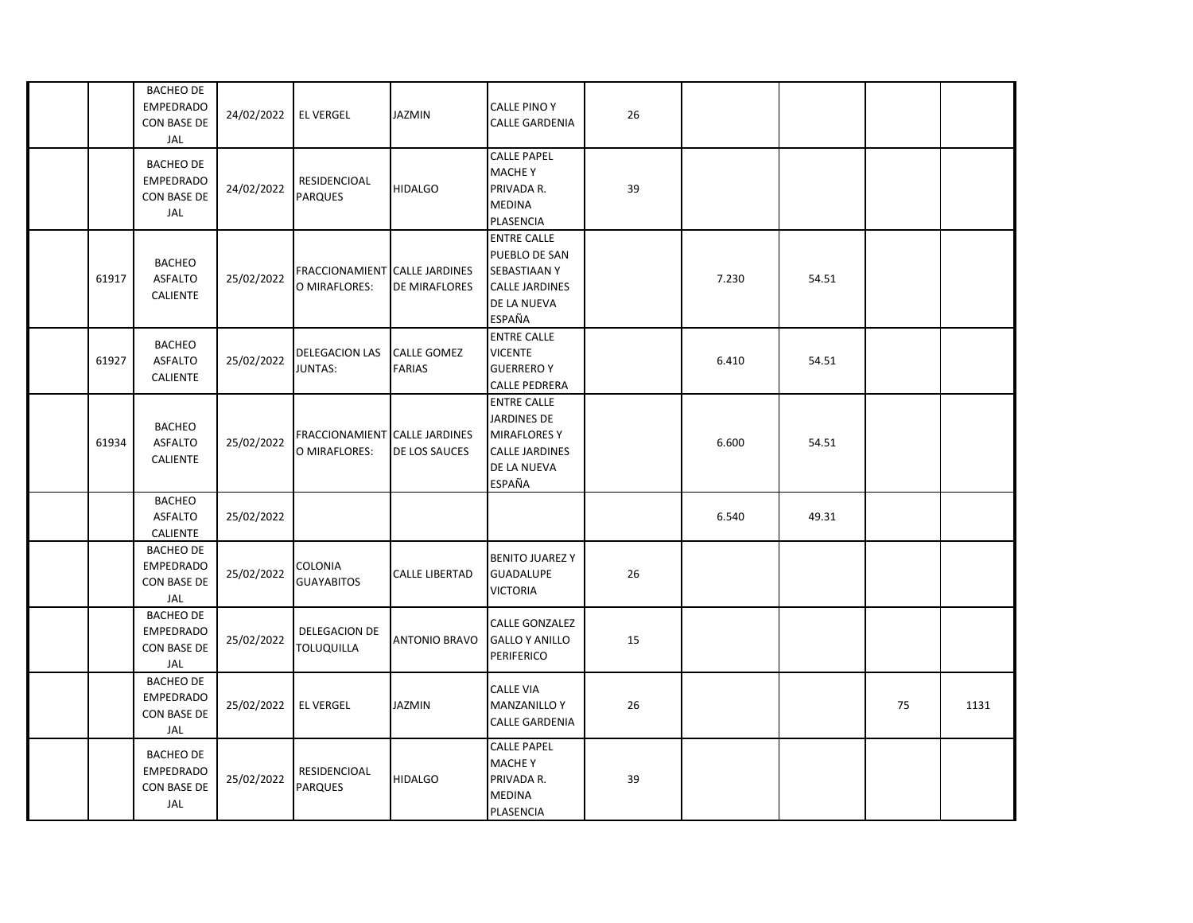| | | | | | | | | | | |
|---|---|---|---|---|---|---|---|---|---|---|
| | BACHEO DE EMPEDRADO CON BASE DE JAL | 24/02/2022 | EL VERGEL | JAZMIN | CALLE PINO Y CALLE GARDENIA | 26 | | | | |
| | BACHEO DE EMPEDRADO CON BASE DE JAL | 24/02/2022 | RESIDENCIOAL PARQUES | HIDALGO | CALLE PAPEL MACHE Y PRIVADA R. MEDINA PLASENCIA | 39 | | | | |
| 61917 | BACHEO ASFALTO CALIENTE | 25/02/2022 | FRACCIONAMIENTO MIRAFLORES: | CALLE JARDINES DE MIRAFLORES | ENTRE CALLE PUEBLO DE SAN SEBASTIAAN Y CALLE JARDINES DE LA NUEVA ESPAÑA | | 7.230 | 54.51 | | |
| 61927 | BACHEO ASFALTO CALIENTE | 25/02/2022 | DELEGACION LAS JUNTAS: | CALLE GOMEZ FARIAS | ENTRE CALLE VICENTE GUERRERO Y CALLE PEDRERA | | 6.410 | 54.51 | | |
| 61934 | BACHEO ASFALTO CALIENTE | 25/02/2022 | FRACCIONAMIENTO MIRAFLORES: | CALLE JARDINES DE LOS SAUCES | ENTRE CALLE JARDINES DE MIRAFLORES Y CALLE JARDINES DE LA NUEVA ESPAÑA | | 6.600 | 54.51 | | |
| | BACHEO ASFALTO CALIENTE | 25/02/2022 | | | | | 6.540 | 49.31 | | |
| | BACHEO DE EMPEDRADO CON BASE DE JAL | 25/02/2022 | COLONIA GUAYABITOS | CALLE LIBERTAD | BENITO JUAREZ Y GUADALUPE VICTORIA | 26 | | | | |
| | BACHEO DE EMPEDRADO CON BASE DE JAL | 25/02/2022 | DELEGACION DE TOLUQUILLA | ANTONIO BRAVO | CALLE GONZALEZ GALLO Y ANILLO PERIFERICO | 15 | | | | |
| | BACHEO DE EMPEDRADO CON BASE DE JAL | 25/02/2022 | EL VERGEL | JAZMIN | CALLE VIA MANZANILLO Y CALLE GARDENIA | 26 | | | 75 | 1131 |
| | BACHEO DE EMPEDRADO CON BASE DE JAL | 25/02/2022 | RESIDENCIOAL PARQUES | HIDALGO | CALLE PAPEL MACHE Y PRIVADA R. MEDINA PLASENCIA | 39 | | | | |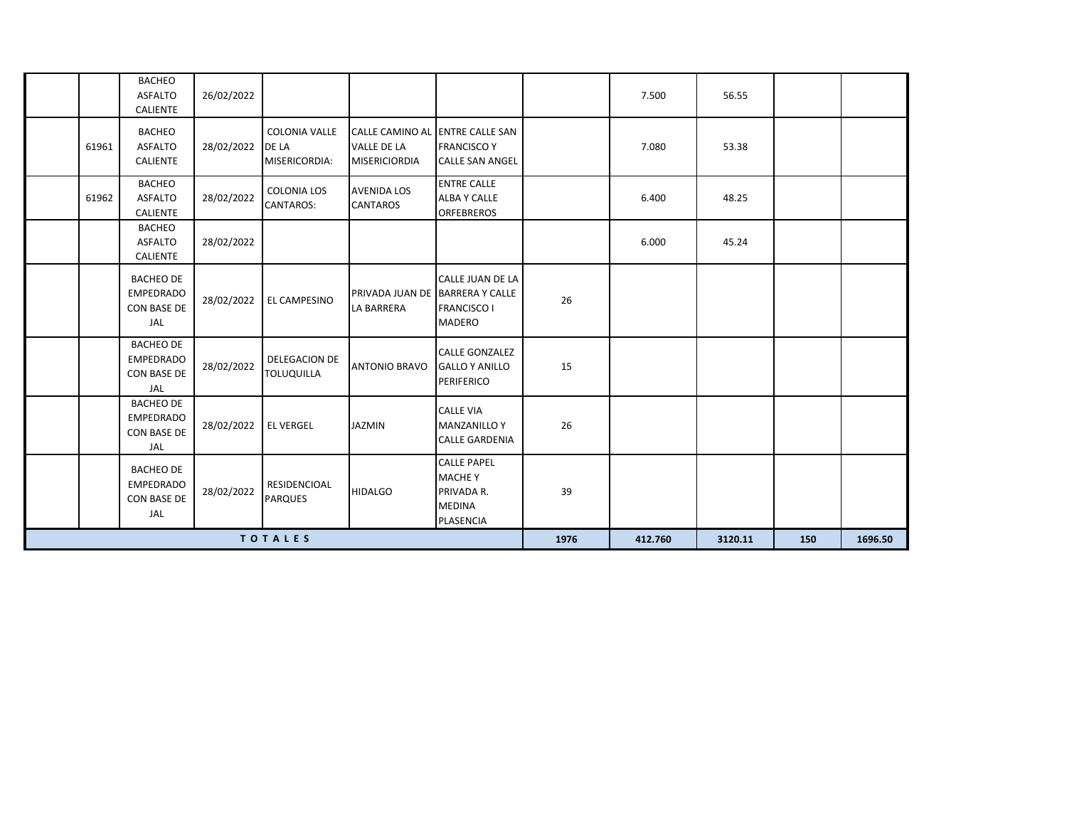| | | | | | | | | | | | |
|---|---|---|---|---|---|---|---|---|---|---|---|
| | | BACHEO ASFALTO CALIENTE | 26/02/2022 | | | | | 7.500 | 56.55 | | |
| | 61961 | BACHEO ASFALTO CALIENTE | 28/02/2022 | COLONIA VALLE DE LA MISERICORDIA: | CALLE CAMINO AL VALLE DE LA MISERICIORDIA | ENTRE CALLE SAN FRANCISCO Y CALLE SAN ANGEL | | 7.080 | 53.38 | | |
| | 61962 | BACHEO ASFALTO CALIENTE | 28/02/2022 | COLONIA LOS CANTAROS: | AVENIDA LOS CANTAROS | ENTRE CALLE ALBA Y CALLE ORFEBREROS | | 6.400 | 48.25 | | |
| | | BACHEO ASFALTO CALIENTE | 28/02/2022 | | | | | 6.000 | 45.24 | | |
| | | BACHEO DE EMPEDRADO CON BASE DE JAL | 28/02/2022 | EL CAMPESINO | PRIVADA JUAN DE LA BARRERA | CALLE JUAN DE LA BARRERA Y CALLE FRANCISCO I MADERO | 26 | | | | |
| | | BACHEO DE EMPEDRADO CON BASE DE JAL | 28/02/2022 | DELEGACION DE TOLUQUILLA | ANTONIO BRAVO | CALLE GONZALEZ GALLO Y ANILLO PERIFERICO | 15 | | | | |
| | | BACHEO DE EMPEDRADO CON BASE DE JAL | 28/02/2022 | EL VERGEL | JAZMIN | CALLE VIA MANZANILLO Y CALLE GARDENIA | 26 | | | | |
| | | BACHEO DE EMPEDRADO CON BASE DE JAL | 28/02/2022 | RESIDENCIOAL PARQUES | HIDALGO | CALLE PAPEL MACHE Y PRIVADA R. MEDINA PLASENCIA | 39 | | | | |
| **T O T A L E S** | | | | | | | **1976** | **412.760** | **3120.11** | **150** | **1696.50** |